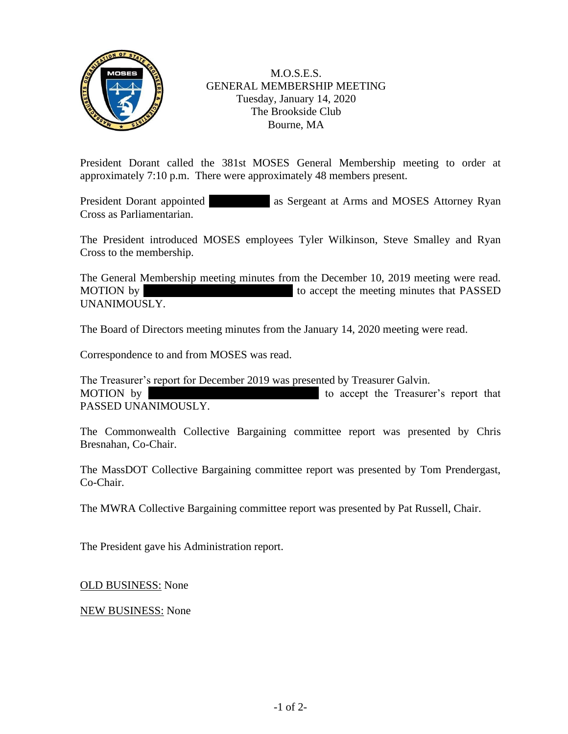# M.O.S.E.S.
## GENERAL MEMBERSHIP MEETING
Tuesday, January 14, 2020
The Brookside Club
Bourne, MA

President Dorant called the 381st MOSES General Membership meeting to order at approximately 7:10 p.m. There were approximately 48 members present.

President Dorant appointed [REDACTED] as Sergeant at Arms and MOSES Attorney Ryan Cross as Parliamentarian.

The President introduced MOSES employees Tyler Wilkinson, Steve Smalley and Ryan Cross to the membership.

The General Membership meeting minutes from the December 10, 2019 meeting were read. MOTION by [REDACTED] to accept the meeting minutes that PASSED UNANIMOUSLY.

The Board of Directors meeting minutes from the January 14, 2020 meeting were read.

Correspondence to and from MOSES was read.

The Treasurer's report for December 2019 was presented by Treasurer Galvin.
MOTION by [REDACTED] to accept the Treasurer's report that PASSED UNANIMOUSLY.

The Commonwealth Collective Bargaining committee report was presented by Chris Bresnahan, Co-Chair.

The MassDOT Collective Bargaining committee report was presented by Tom Prendergast, Co-Chair.

The MWRA Collective Bargaining committee report was presented by Pat Russell, Chair.

The President gave his Administration report.

OLD BUSINESS: None

NEW BUSINESS: None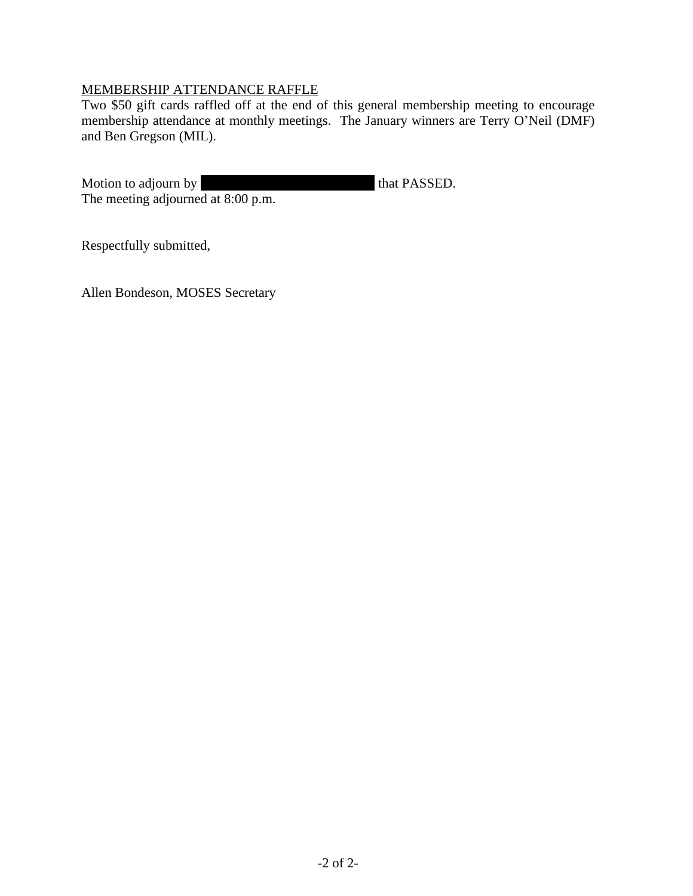<u>MEMBERSHIP ATTENDANCE RAFFLE</u>

Two $50 gift cards raffled off at the end of this general membership meeting to encourage membership attendance at monthly meetings. The January winners are Terry O'Neil (DMF) and Ben Gregson (MIL).

Motion to adjourn by [REDACTED] that PASSED.
The meeting adjourned at 8:00 p.m.

Respectfully submitted,

Allen Bondeson, MOSES Secretary